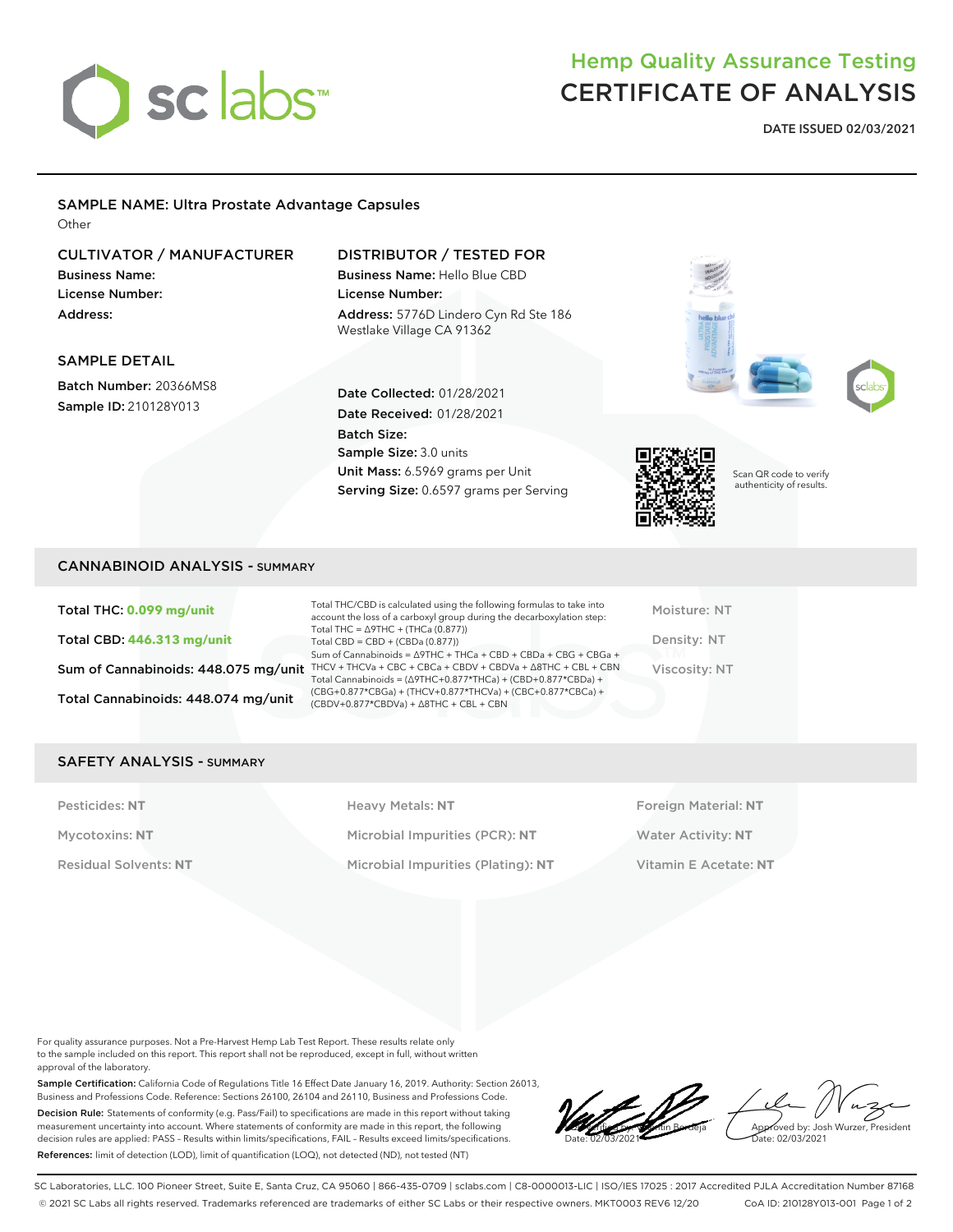# Hemp Quality Assurance Testing
# CERTIFICATE OF ANALYSIS

**DATE ISSUED 02/03/2021**

## SAMPLE NAME: Ultra Prostate Advantage Capsules
Other

### CULTIVATOR / MANUFACTURER
**Business Name:**
**License Number:**
**Address:**

### DISTRIBUTOR / TESTED FOR
**Business Name:** Hello Blue CBD
**License Number:**
**Address:** 5776D Lindero Cyn Rd Ste 186
Westlake Village CA 91362

### SAMPLE DETAIL
**Batch Number:** 20366MS8
**Sample ID:** 210128Y013

**Date Collected:** 01/28/2021
**Date Received:** 01/28/2021
**Batch Size:**
**Sample Size:** 3.0 units
**Unit Mass:** 6.5969 grams per Unit
**Serving Size:** 0.6597 grams per Serving

Scan QR code to verify authenticity of results.

## CANNABINOID ANALYSIS - SUMMARY

**Total THC: 0.099 mg/unit**
**Total CBD: 446.313 mg/unit**
**Sum of Cannabinoids: 448.075 mg/unit**
**Total Cannabinoids: 448.074 mg/unit**

Total THC/CBD is calculated using the following formulas to take into account the loss of a carboxyl group during the decarboxylation step:
Total THC = Δ9THC + (THCa (0.877))
Total CBD = CBD + (CBDa (0.877))
Sum of Cannabinoids = Δ9THC + THCa + CBD + CBDa + CBG + CBGa + THCV + THCVa + CBC + CBCa + CBDV + CBDVa + Δ8THC + CBL + CBN
Total Cannabinoids = (Δ9THC+0.877*THCa) + (CBD+0.877*CBDa) + (CBG+0.877*CBGa) + (THCV+0.877*THCVa) + (CBC+0.877*CBCa) + (CBDV+0.877*CBDVa) + Δ8THC + CBL + CBN

Moisture: NT
Density: NT
Viscosity: NT

## SAFETY ANALYSIS - SUMMARY

| | | |
|---|---|---|
| Pesticides: **NT** | Heavy Metals: **NT** | Foreign Material: **NT** |
| Mycotoxins: **NT** | Microbial Impurities (PCR): **NT** | Water Activity: **NT** |
| Residual Solvents: **NT** | Microbial Impurities (Plating): **NT** | Vitamin E Acetate: **NT** |

For quality assurance purposes. Not a Pre-Harvest Hemp Lab Test Report. These results relate only to the sample included on this report. This report shall not be reproduced, except in full, without written approval of the laboratory.

**Sample Certification:** California Code of Regulations Title 16 Effect Date January 16, 2019. Authority: Section 26013, Business and Professions Code. Reference: Sections 26100, 26104 and 26110, Business and Professions Code.

**Decision Rule:** Statements of conformity (e.g. Pass/Fail) to specifications are made in this report without taking measurement uncertainty into account. Where statements of conformity are made in this report, the following decision rules are applied: PASS – Results within limits/specifications, FAIL – Results exceed limits/specifications.

**References:** limit of detection (LOD), limit of quantification (LOQ), not detected (ND), not tested (NT)

Verified by: Valentin Berdeja
Date: 02/03/2021

Approved by: Josh Wurzer, President
Date: 02/03/2021

SC Laboratories, LLC. 100 Pioneer Street, Suite E, Santa Cruz, CA 95060 | 866-435-0709 | sclabs.com | C8-0000013-LIC | ISO/IES 17025 : 2017 Accredited PJLA Accreditation Number 87168
© 2021 SC Labs all rights reserved. Trademarks referenced are trademarks of either SC Labs or their respective owners. MKT0003 REV6 12/20 CoA ID: 210128Y013-001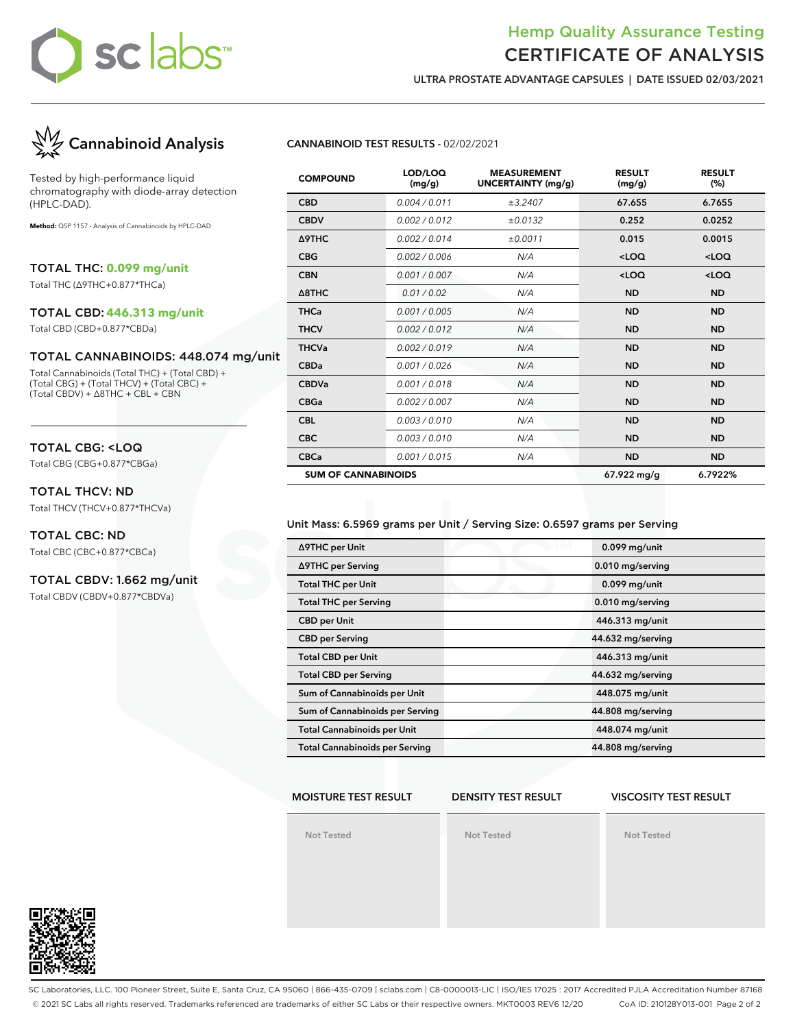# Hemp Quality Assurance Testing
# CERTIFICATE OF ANALYSIS

**ULTRA PROSTATE ADVANTAGE CAPSULES | DATE ISSUED 02/03/2021**

## Cannabinoid Analysis

Tested by high-performance liquid chromatography with diode-array detection (HPLC-DAD).

**Method:** QSP 1157 - Analysis of Cannabinoids by HPLC-DAD

### TOTAL THC: 0.099 mg/unit

Total THC (Δ9THC+0.877*THCa)

### TOTAL CBD: 446.313 mg/unit

Total CBD (CBD+0.877*CBDa)

### TOTAL CANNABINOIDS: 448.074 mg/unit

Total Cannabinoids (Total THC) + (Total CBD) + (Total CBG) + (Total THCV) + (Total CBC) + (Total CBDV) + Δ8THC + CBL + CBN

### TOTAL CBG: <LOQ

Total CBG (CBG+0.877*CBGa)

### TOTAL THCV: ND

Total THCV (THCV+0.877*THCVa)

### TOTAL CBC: ND

Total CBC (CBC+0.877*CBCa)

### TOTAL CBDV: 1.662 mg/unit

Total CBDV (CBDV+0.877*CBDVa)

**CANNABINOID TEST RESULTS** - 02/02/2021

| COMPOUND | LOD/LOQ (mg/g) | MEASUREMENT UNCERTAINTY (mg/g) | RESULT (mg/g) | RESULT (%) |
|---|---|---|---|---|
| CBD | 0.004 / 0.011 | ±3.2407 | 67.655 | 6.7655 |
| CBDV | 0.002 / 0.012 | ±0.0132 | 0.252 | 0.0252 |
| Δ9THC | 0.002 / 0.014 | ±0.0011 | 0.015 | 0.0015 |
| CBG | 0.002 / 0.006 | N/A | <LOQ | <LOQ |
| CBN | 0.001 / 0.007 | N/A | <LOQ | <LOQ |
| Δ8THC | 0.01 / 0.02 | N/A | ND | ND |
| THCa | 0.001 / 0.005 | N/A | ND | ND |
| THCV | 0.002 / 0.012 | N/A | ND | ND |
| THCVa | 0.002 / 0.019 | N/A | ND | ND |
| CBDa | 0.001 / 0.026 | N/A | ND | ND |
| CBDVa | 0.001 / 0.018 | N/A | ND | ND |
| CBGa | 0.002 / 0.007 | N/A | ND | ND |
| CBL | 0.003 / 0.010 | N/A | ND | ND |
| CBC | 0.003 / 0.010 | N/A | ND | ND |
| CBCa | 0.001 / 0.015 | N/A | ND | ND |
| **SUM OF CANNABINOIDS** | | | 67.922 mg/g | 6.7922% |

Unit Mass: 6.5969 grams per Unit / Serving Size: 0.6597 grams per Serving

| | |
|---|---|
| Δ9THC per Unit | 0.099 mg/unit |
| Δ9THC per Serving | 0.010 mg/serving |
| Total THC per Unit | 0.099 mg/unit |
| Total THC per Serving | 0.010 mg/serving |
| CBD per Unit | 446.313 mg/unit |
| CBD per Serving | 44.632 mg/serving |
| Total CBD per Unit | 446.313 mg/unit |
| Total CBD per Serving | 44.632 mg/serving |
| Sum of Cannabinoids per Unit | 448.075 mg/unit |
| Sum of Cannabinoids per Serving | 44.808 mg/serving |
| Total Cannabinoids per Unit | 448.074 mg/unit |
| Total Cannabinoids per Serving | 44.808 mg/serving |

| MOISTURE TEST RESULT | DENSITY TEST RESULT | VISCOSITY TEST RESULT |
|---|---|---|
| Not Tested | Not Tested | Not Tested |

SC Laboratories, LLC. 100 Pioneer Street, Suite E, Santa Cruz, CA 95060 | 866-435-0709 | sclabs.com | C8-0000013-LIC | ISO/IES 17025 : 2017 Accredited PJLA Accreditation Number 87168

© 2021 SC Labs all rights reserved. Trademarks referenced are trademarks of either SC Labs or their respective owners. MKT0003 REV6 12/20 CoA ID: 210128Y013-001